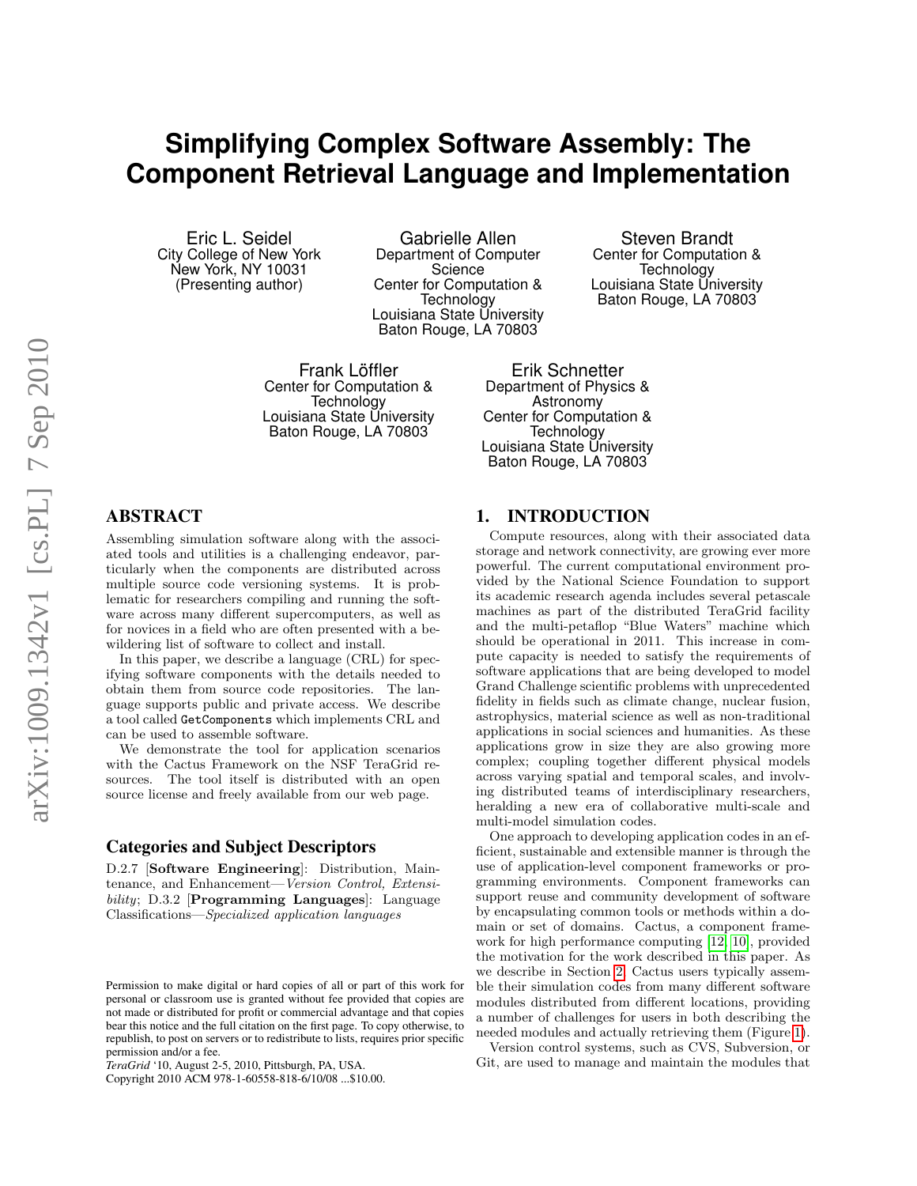# Simplifying Complex Software Assembly: The Component Retrieval Language and Implementation

Eric L. Seidel
City College of New York
New York, NY 10031
(Presenting author)

Gabrielle Allen
Department of Computer Science
Center for Computation & Technology
Louisiana State University
Baton Rouge, LA 70803

Steven Brandt
Center for Computation & Technology
Louisiana State University
Baton Rouge, LA 70803

Frank Löffler
Center for Computation & Technology
Louisiana State University
Baton Rouge, LA 70803

Erik Schnetter
Department of Physics & Astronomy
Center for Computation & Technology
Louisiana State University
Baton Rouge, LA 70803

## ABSTRACT

Assembling simulation software along with the associated tools and utilities is a challenging endeavor, particularly when the components are distributed across multiple source code versioning systems. It is problematic for researchers compiling and running the software across many different supercomputers, as well as for novices in a field who are often presented with a bewildering list of software to collect and install.

In this paper, we describe a language (CRL) for specifying software components with the details needed to obtain them from source code repositories. The language supports public and private access. We describe a tool called `GetComponents` which implements CRL and can be used to assemble software.

We demonstrate the tool for application scenarios with the Cactus Framework on the NSF TeraGrid resources. The tool itself is distributed with an open source license and freely available from our web page.

### Categories and Subject Descriptors

D.2.7 [**Software Engineering**]: Distribution, Maintenance, and Enhancement—*Version Control, Extensibility*; D.3.2 [**Programming Languages**]: Language Classifications—*Specialized application languages*

Permission to make digital or hard copies of all or part of this work for personal or classroom use is granted without fee provided that copies are not made or distributed for profit or commercial advantage and that copies bear this notice and the full citation on the first page. To copy otherwise, to republish, to post on servers or to redistribute to lists, requires prior specific permission and/or a fee.
*TeraGrid* '10, August 2-5, 2010, Pittsburgh, PA, USA.
Copyright 2010 ACM 978-1-60558-818-6/10/08 ...$10.00.

## 1. INTRODUCTION

Compute resources, along with their associated data storage and network connectivity, are growing ever more powerful. The current computational environment provided by the National Science Foundation to support its academic research agenda includes several petascale machines as part of the distributed TeraGrid facility and the multi-petaflop "Blue Waters" machine which should be operational in 2011. This increase in compute capacity is needed to satisfy the requirements of software applications that are being developed to model Grand Challenge scientific problems with unprecedented fidelity in fields such as climate change, nuclear fusion, astrophysics, material science as well as non-traditional applications in social sciences and humanities. As these applications grow in size they are also growing more complex; coupling together different physical models across varying spatial and temporal scales, and involving distributed teams of interdisciplinary researchers, heralding a new era of collaborative multi-scale and multi-model simulation codes.

One approach to developing application codes in an efficient, sustainable and extensible manner is through the use of application-level component frameworks or programming environments. Component frameworks can support reuse and community development of software by encapsulating common tools or methods within a domain or set of domains. Cactus, a component framework for high performance computing [12, 10], provided the motivation for the work described in this paper. As we describe in Section 2, Cactus users typically assemble their simulation codes from many different software modules distributed from different locations, providing a number of challenges for users in both describing the needed modules and actually retrieving them (Figure 1).

Version control systems, such as CVS, Subversion, or Git, are used to manage and maintain the modules that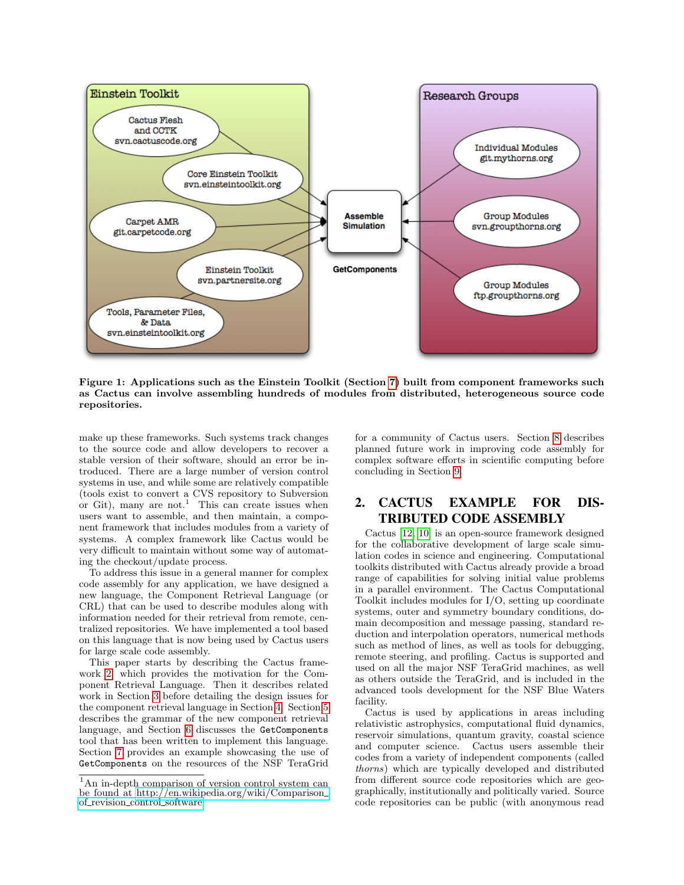**Figure 1: Applications such as the Einstein Toolkit (Section 7) built from component frameworks such as Cactus can involve assembling hundreds of modules from distributed, heterogeneous source code repositories.**

make up these frameworks. Such systems track changes to the source code and allow developers to recover a stable version of their software, should an error be introduced. There are a large number of version control systems in use, and while some are relatively compatible (tools exist to convert a CVS repository to Subversion or Git), many are not.[1] This can create issues when users want to assemble, and then maintain, a component framework that includes modules from a variety of systems. A complex framework like Cactus would be very difficult to maintain without some way of automating the checkout/update process.

To address this issue in a general manner for complex code assembly for any application, we have designed a new language, the Component Retrieval Language (or CRL) that can be used to describe modules along with information needed for their retrieval from remote, centralized repositories. We have implemented a tool based on this language that is now being used by Cactus users for large scale code assembly.

This paper starts by describing the Cactus framework 2 which provides the motivation for the Component Retrieval Language. Then it describes related work in Section 3 before detailing the design issues for the component retrieval language in Section 4. Section 5 describes the grammar of the new component retrieval language, and Section 6 discusses the `GetComponents` tool that has been written to implement this language. Section 7 provides an example showcasing the use of `GetComponents` on the resources of the NSF TeraGrid for a community of Cactus users. Section 8 describes planned future work in improving code assembly for complex software efforts in scientific computing before concluding in Section 9.

[1] An in-depth comparison of version control system can be found at http://en.wikipedia.org/wiki/Comparison_of_revision_control_software

## 2. CACTUS EXAMPLE FOR DISTRIBUTED CODE ASSEMBLY

Cactus [12, 10] is an open-source framework designed for the collaborative development of large scale simulation codes in science and engineering. Computational toolkits distributed with Cactus already provide a broad range of capabilities for solving initial value problems in a parallel environment. The Cactus Computational Toolkit includes modules for I/O, setting up coordinate systems, outer and symmetry boundary conditions, domain decomposition and message passing, standard reduction and interpolation operators, numerical methods such as method of lines, as well as tools for debugging, remote steering, and profiling. Cactus is supported and used on all the major NSF TeraGrid machines, as well as others outside the TeraGrid, and is included in the advanced tools development for the NSF Blue Waters facility.

Cactus is used by applications in areas including relativistic astrophysics, computational fluid dynamics, reservoir simulations, quantum gravity, coastal science and computer science. Cactus users assemble their codes from a variety of independent components (called *thorns*) which are typically developed and distributed from different source code repositories which are geographically, institutionally and politically varied. Source code repositories can be public (with anonymous read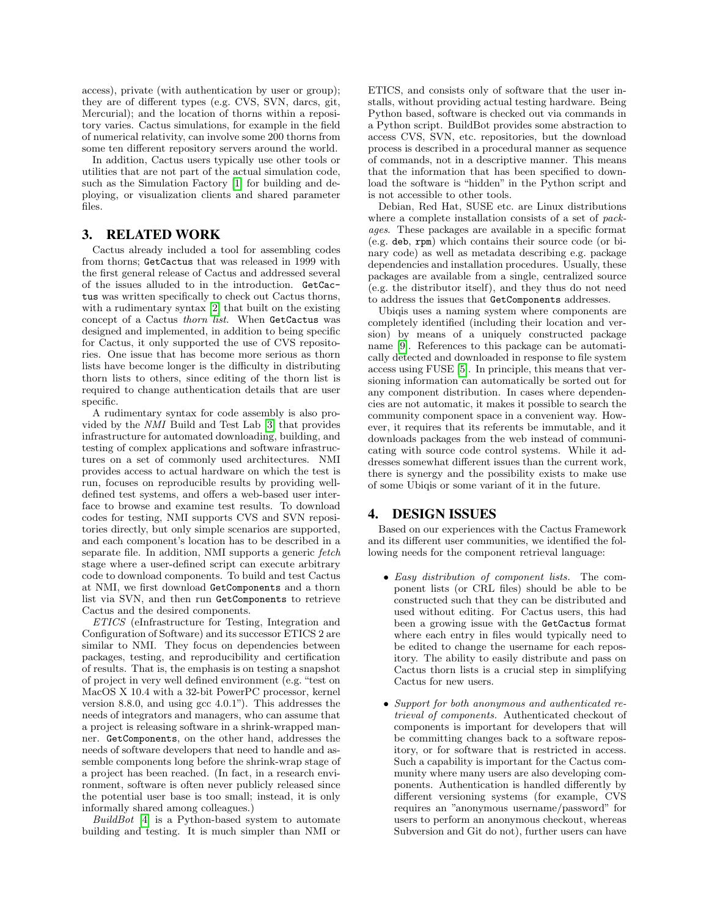access), private (with authentication by user or group); they are of different types (e.g. CVS, SVN, darcs, git, Mercurial); and the location of thorns within a repository varies. Cactus simulations, for example in the field of numerical relativity, can involve some 200 thorns from some ten different repository servers around the world.

In addition, Cactus users typically use other tools or utilities that are not part of the actual simulation code, such as the Simulation Factory [1] for building and deploying, or visualization clients and shared parameter files.

## 3. RELATED WORK

Cactus already included a tool for assembling codes from thorns; `GetCactus` that was released in 1999 with the first general release of Cactus and addressed several of the issues alluded to in the introduction. `GetCactus` was written specifically to check out Cactus thorns, with a rudimentary syntax [2] that built on the existing concept of a Cactus *thorn list*. When `GetCactus` was designed and implemented, in addition to being specific for Cactus, it only supported the use of CVS repositories. One issue that has become more serious as thorn lists have become longer is the difficulty in distributing thorn lists to others, since editing of the thorn list is required to change authentication details that are user specific.

A rudimentary syntax for code assembly is also provided by the *NMI* Build and Test Lab [3] that provides infrastructure for automated downloading, building, and testing of complex applications and software infrastructures on a set of commonly used architectures. NMI provides access to actual hardware on which the test is run, focuses on reproducible results by providing well-defined test systems, and offers a web-based user interface to browse and examine test results. To download codes for testing, NMI supports CVS and SVN repositories directly, but only simple scenarios are supported, and each component's location has to be described in a separate file. In addition, NMI supports a generic *fetch* stage where a user-defined script can execute arbitrary code to download components. To build and test Cactus at NMI, we first download `GetComponents` and a thorn list via SVN, and then run `GetComponents` to retrieve Cactus and the desired components.

*ETICS* (eInfrastructure for Testing, Integration and Configuration of Software) and its successor ETICS 2 are similar to NMI. They focus on dependencies between packages, testing, and reproducibility and certification of results. That is, the emphasis is on testing a snapshot of project in very well defined environment (e.g. "test on MacOS X 10.4 with a 32-bit PowerPC processor, kernel version 8.8.0, and using gcc 4.0.1"). This addresses the needs of integrators and managers, who can assume that a project is releasing software in a shrink-wrapped manner. `GetComponents`, on the other hand, addresses the needs of software developers that need to handle and assemble components long before the shrink-wrap stage of a project has been reached. (In fact, in a research environment, software is often never publicly released since the potential user base is too small; instead, it is only informally shared among colleagues.)

*BuildBot* [4] is a Python-based system to automate building and testing. It is much simpler than NMI or ETICS, and consists only of software that the user installs, without providing actual testing hardware. Being Python based, software is checked out via commands in a Python script. BuildBot provides some abstraction to access CVS, SVN, etc. repositories, but the download process is described in a procedural manner as sequence of commands, not in a descriptive manner. This means that the information that has been specified to download the software is "hidden" in the Python script and is not accessible to other tools.

Debian, Red Hat, SUSE etc. are Linux distributions where a complete installation consists of a set of *packages*. These packages are available in a specific format (e.g. `deb`, `rpm`) which contains their source code (or binary code) as well as metadata describing e.g. package dependencies and installation procedures. Usually, these packages are available from a single, centralized source (e.g. the distributor itself), and they thus do not need to address the issues that `GetComponents` addresses.

Ubiqis uses a naming system where components are completely identified (including their location and version) by means of a uniquely constructed package name [9]. References to this package can be automatically detected and downloaded in response to file system access using FUSE [5]. In principle, this means that versioning information can automatically be sorted out for any component distribution. In cases where dependencies are not automatic, it makes it possible to search the community component space in a convenient way. However, it requires that its referents be immutable, and it downloads packages from the web instead of communicating with source code control systems. While it addresses somewhat different issues than the current work, there is synergy and the possibility exists to make use of some Ubiqis or some variant of it in the future.

## 4. DESIGN ISSUES

Based on our experiences with the Cactus Framework and its different user communities, we identified the following needs for the component retrieval language:

- *Easy distribution of component lists.* The component lists (or CRL files) should be able to be constructed such that they can be distributed and used without editing. For Cactus users, this had been a growing issue with the `GetCactus` format where each entry in files would typically need to be edited to change the username for each repository. The ability to easily distribute and pass on Cactus thorn lists is a crucial step in simplifying Cactus for new users.

- *Support for both anonymous and authenticated retrieval of components.* Authenticated checkout of components is important for developers that will be committing changes back to a software repository, or for software that is restricted in access. Such a capability is important for the Cactus community where many users are also developing components. Authentication is handled differently by different versioning systems (for example, CVS requires an "anonymous username/password" for users to perform an anonymous checkout, whereas Subversion and Git do not), further users can have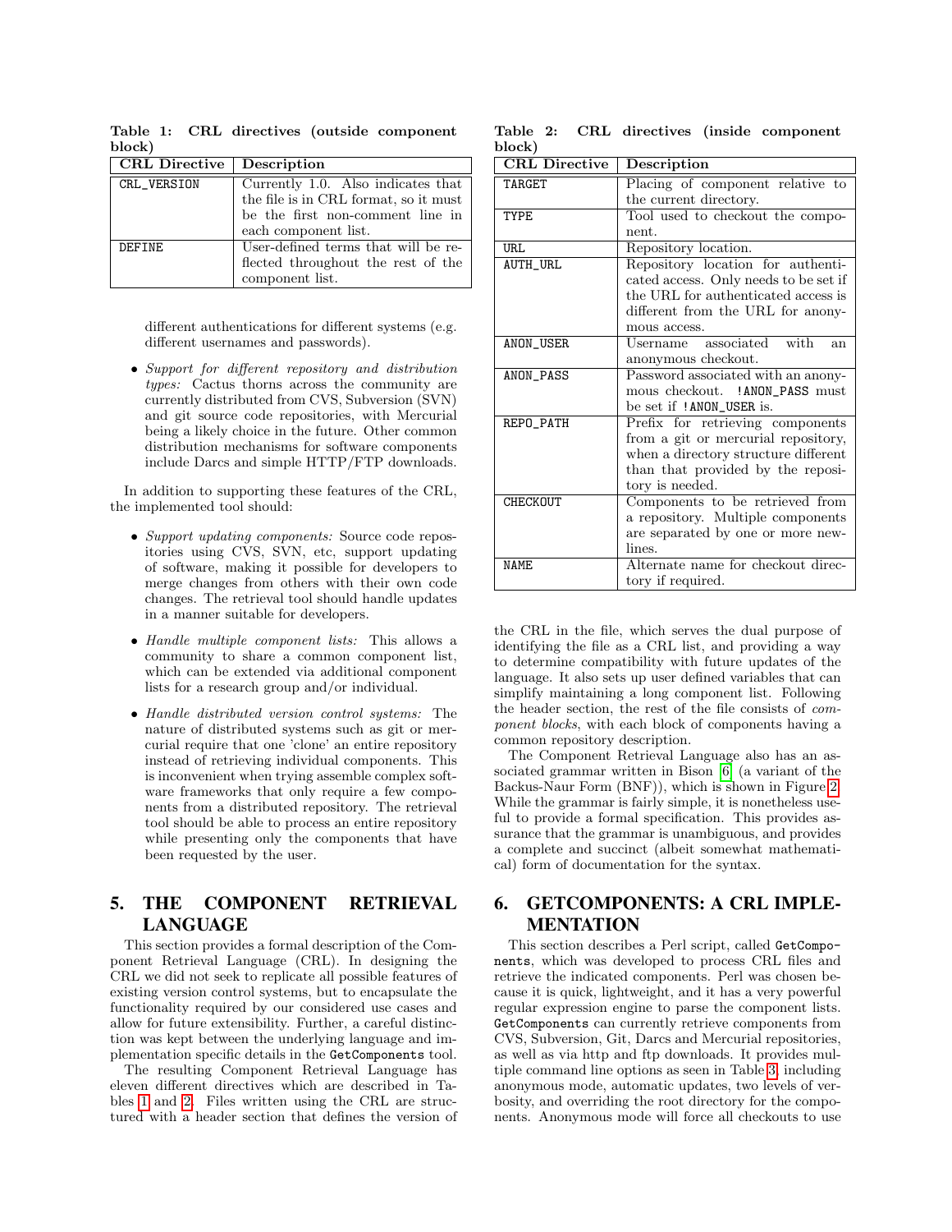**Table 1: CRL directives (outside component block)**

| CRL Directive | Description |
| --- | --- |
| `CRL_VERSION` | Currently 1.0. Also indicates that the file is in CRL format, so it must be the first non-comment line in each component list. |
| `DEFINE` | User-defined terms that will be reflected throughout the rest of the component list. |

different authentications for different systems (e.g. different usernames and passwords).

- *Support for different repository and distribution types:* Cactus thorns across the community are currently distributed from CVS, Subversion (SVN) and git source code repositories, with Mercurial being a likely choice in the future. Other common distribution mechanisms for software components include Darcs and simple HTTP/FTP downloads.

In addition to supporting these features of the CRL, the implemented tool should:

- *Support updating components:* Source code repositories using CVS, SVN, etc, support updating of software, making it possible for developers to merge changes from others with their own code changes. The retrieval tool should handle updates in a manner suitable for developers.

- *Handle multiple component lists:* This allows a community to share a common component list, which can be extended via additional component lists for a research group and/or individual.

- *Handle distributed version control systems:* The nature of distributed systems such as git or mercurial require that one 'clone' an entire repository instead of retrieving individual components. This is inconvenient when trying assemble complex software frameworks that only require a few components from a distributed repository. The retrieval tool should be able to process an entire repository while presenting only the components that have been requested by the user.

## 5. THE COMPONENT RETRIEVAL LANGUAGE

This section provides a formal description of the Component Retrieval Language (CRL). In designing the CRL we did not seek to replicate all possible features of existing version control systems, but to encapsulate the functionality required by our considered use cases and allow for future extensibility. Further, a careful distinction was kept between the underlying language and implementation specific details in the `GetComponents` tool.

The resulting Component Retrieval Language has eleven different directives which are described in Tables 1 and 2. Files written using the CRL are structured with a header section that defines the version of the CRL in the file, which serves the dual purpose of identifying the file as a CRL list, and providing a way to determine compatibility with future updates of the language. It also sets up user defined variables that can simplify maintaining a long component list. Following the header section, the rest of the file consists of *component blocks*, with each block of components having a common repository description.

**Table 2: CRL directives (inside component block)**

| CRL Directive | Description |
| --- | --- |
| `TARGET` | Placing of component relative to the current directory. |
| `TYPE` | Tool used to checkout the component. |
| `URL` | Repository location. |
| `AUTH_URL` | Repository location for authenticated access. Only needs to be set if the URL for authenticated access is different from the URL for anonymous access. |
| `ANON_USER` | Username associated with an anonymous checkout. |
| `ANON_PASS` | Password associated with an anonymous checkout. `!ANON_PASS` must be set if `!ANON_USER` is. |
| `REPO_PATH` | Prefix for retrieving components from a git or mercurial repository, when a directory structure different than that provided by the repository is needed. |
| `CHECKOUT` | Components to be retrieved from a repository. Multiple components are separated by one or more newlines. |
| `NAME` | Alternate name for checkout directory if required. |

The Component Retrieval Language also has an associated grammar written in Bison [6] (a variant of the Backus-Naur Form (BNF)), which is shown in Figure 2. While the grammar is fairly simple, it is nonetheless useful to provide a formal specification. This provides assurance that the grammar is unambiguous, and provides a complete and succinct (albeit somewhat mathematical) form of documentation for the syntax.

## 6. GETCOMPONENTS: A CRL IMPLEMENTATION

This section describes a Perl script, called `GetComponents`, which was developed to process CRL files and retrieve the indicated components. Perl was chosen because it is quick, lightweight, and it has a very powerful regular expression engine to parse the component lists. `GetComponents` can currently retrieve components from CVS, Subversion, Git, Darcs and Mercurial repositories, as well as via http and ftp downloads. It provides multiple command line options as seen in Table 3, including anonymous mode, automatic updates, two levels of verbosity, and overriding the root directory for the components. Anonymous mode will force all checkouts to use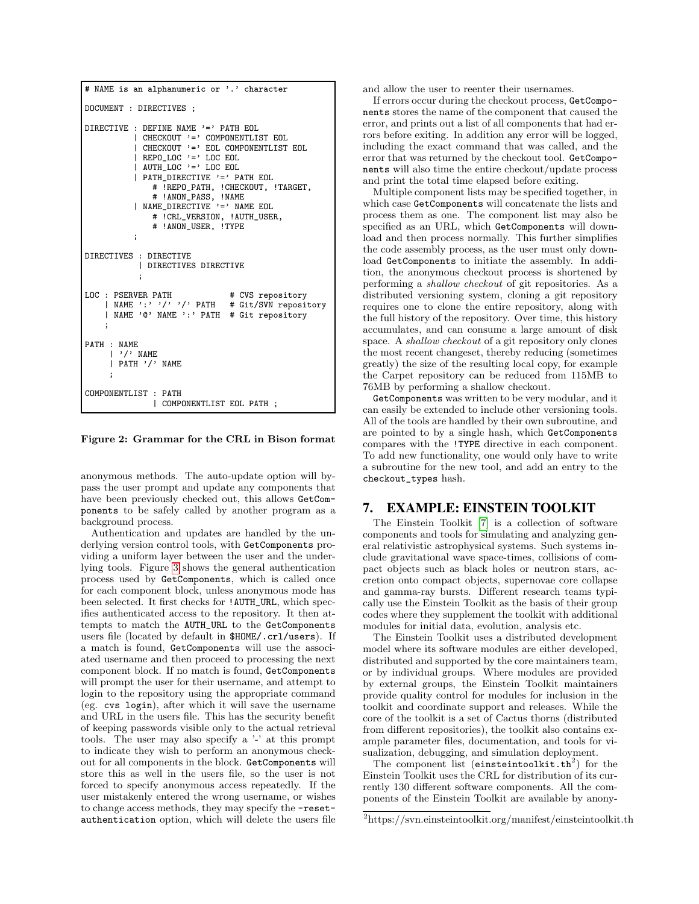```
# NAME is an alphanumeric or '.' character

DOCUMENT : DIRECTIVES ;

DIRECTIVE : DEFINE NAME '=' PATH EOL
          | CHECKOUT '=' COMPONENTLIST EOL
          | CHECKOUT '=' EOL COMPONENTLIST EOL
          | REPO_LOC '=' LOC EOL
          | AUTH_LOC '=' LOC EOL
          | PATH_DIRECTIVE '=' PATH EOL
              # !REPO_PATH, !CHECKOUT, !TARGET,
              # !ANON_PASS, !NAME
          | NAME_DIRECTIVE '=' NAME EOL
              # !CRL_VERSION, !AUTH_USER,
              # !ANON_USER, !TYPE
          ;

DIRECTIVES : DIRECTIVE
           | DIRECTIVES DIRECTIVE
           ;

LOC : PSERVER PATH              # CVS repository
    | NAME ':' '/' '/' PATH     # Git/SVN repository
    | NAME '@' NAME ':' PATH    # Git repository
    ;

PATH : NAME
     | '/' NAME
     | PATH '/' NAME
     ;

COMPONENTLIST : PATH
              | COMPONENTLIST EOL PATH ;
```

**Figure 2: Grammar for the CRL in Bison format**

anonymous methods. The auto-update option will bypass the user prompt and update any components that have been previously checked out, this allows GetComponents to be safely called by another program as a background process.

Authentication and updates are handled by the underlying version control tools, with GetComponents providing a uniform layer between the user and the underlying tools. Figure 3 shows the general authentication process used by GetComponents, which is called once for each component block, unless anonymous mode has been selected. It first checks for !AUTH_URL, which specifies authenticated access to the repository. It then attempts to match the AUTH_URL to the GetComponents users file (located by default in $HOME/.crl/users). If a match is found, GetComponents will use the associated username and then proceed to processing the next component block. If no match is found, GetComponents will prompt the user for their username, and attempt to login to the repository using the appropriate command (eg. cvs login), after which it will save the username and URL in the users file. This has the security benefit of keeping passwords visible only to the actual retrieval tools. The user may also specify a '-' at this prompt to indicate they wish to perform an anonymous checkout for all components in the block. GetComponents will store this as well in the users file, so the user is not forced to specify anonymous access repeatedly. If the user mistakenly entered the wrong username, or wishes to change access methods, they may specify the -reset-authentication option, which will delete the users file and allow the user to reenter their usernames.

If errors occur during the checkout process, GetComponents stores the name of the component that caused the error, and prints out a list of all components that had errors before exiting. In addition any error will be logged, including the exact command that was called, and the error that was returned by the checkout tool. GetComponents will also time the entire checkout/update process and print the total time elapsed before exiting.

Multiple component lists may be specified together, in which case GetComponents will concatenate the lists and process them as one. The component list may also be specified as an URL, which GetComponents will download and then process normally. This further simplifies the code assembly process, as the user must only download GetComponents to initiate the assembly. In addition, the anonymous checkout process is shortened by performing a *shallow checkout* of git repositories. As a distributed versioning system, cloning a git repository requires one to clone the entire repository, along with the full history of the repository. Over time, this history accumulates, and can consume a large amount of disk space. A *shallow checkout* of a git repository only clones the most recent changeset, thereby reducing (sometimes greatly) the size of the resulting local copy, for example the Carpet repository can be reduced from 115MB to 76MB by performing a shallow checkout.

GetComponents was written to be very modular, and it can easily be extended to include other versioning tools. All of the tools are handled by their own subroutine, and are pointed to by a single hash, which GetComponents compares with the !TYPE directive in each component. To add new functionality, one would only have to write a subroutine for the new tool, and add an entry to the checkout_types hash.

## 7. EXAMPLE: EINSTEIN TOOLKIT

The Einstein Toolkit [7] is a collection of software components and tools for simulating and analyzing general relativistic astrophysical systems. Such systems include gravitational wave space-times, collisions of compact objects such as black holes or neutron stars, accretion onto compact objects, supernovae core collapse and gamma-ray bursts. Different research teams typically use the Einstein Toolkit as the basis of their group codes where they supplement the toolkit with additional modules for initial data, evolution, analysis etc.

The Einstein Toolkit uses a distributed development model where its software modules are either developed, distributed and supported by the core maintainers team, or by individual groups. Where modules are provided by external groups, the Einstein Toolkit maintainers provide quality control for modules for inclusion in the toolkit and coordinate support and releases. While the core of the toolkit is a set of Cactus thorns (distributed from different repositories), the toolkit also contains example parameter files, documentation, and tools for visualization, debugging, and simulation deployment.

The component list (einsteintoolkit.th[2]) for the Einstein Toolkit uses the CRL for distribution of its currently 130 different software components. All the components of the Einstein Toolkit are available by anony-

[2]https://svn.einsteintoolkit.org/manifest/einsteintoolkit.th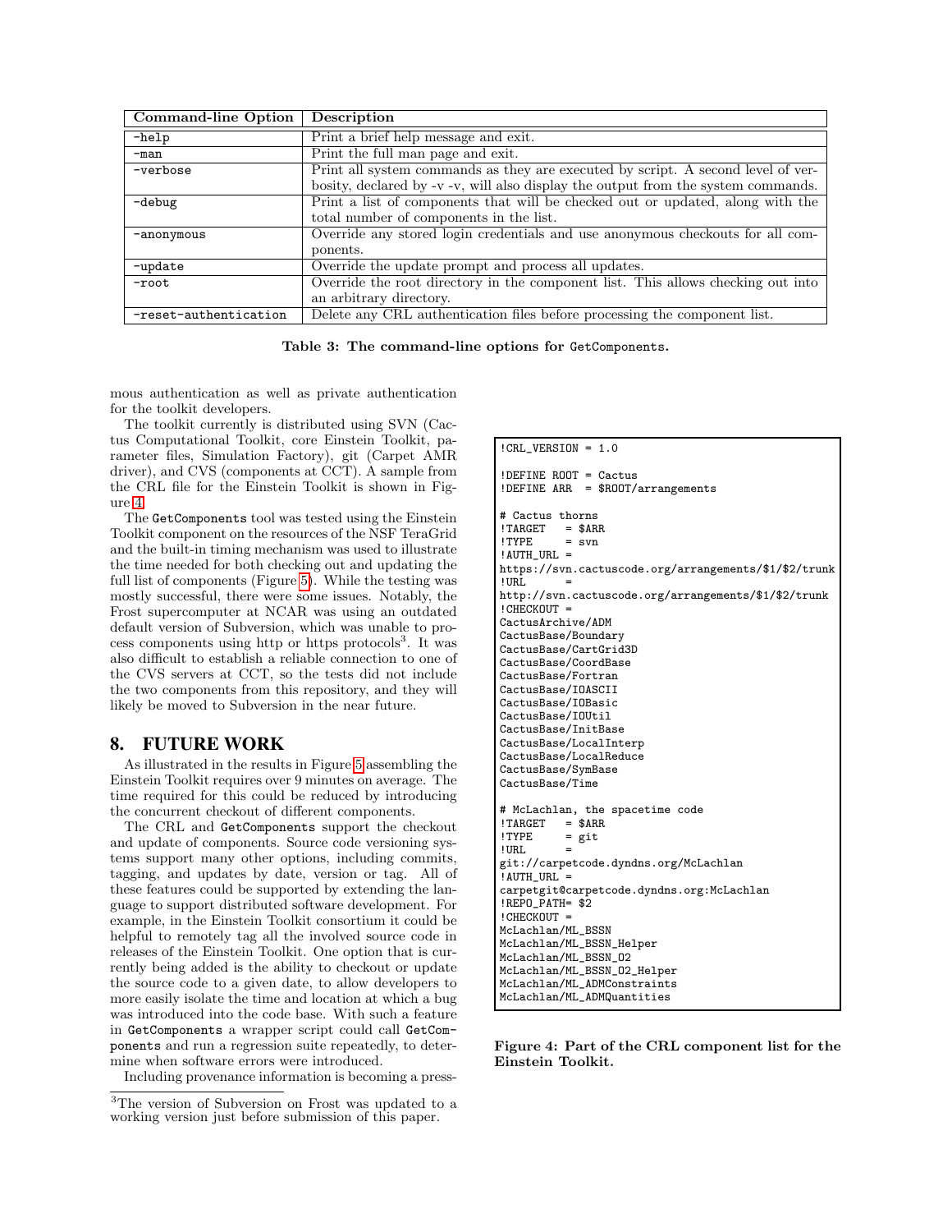| Command-line Option | Description |
|---|---|
| -help | Print a brief help message and exit. |
| -man | Print the full man page and exit. |
| -verbose | Print all system commands as they are executed by script. A second level of verbosity, declared by -v -v, will also display the output from the system commands. |
| -debug | Print a list of components that will be checked out or updated, along with the total number of components in the list. |
| -anonymous | Override any stored login credentials and use anonymous checkouts for all components. |
| -update | Override the update prompt and process all updates. |
| -root | Override the root directory in the component list. This allows checking out into an arbitrary directory. |
| -reset-authentication | Delete any CRL authentication files before processing the component list. |

**Table 3: The command-line options for GetComponents.**

mous authentication as well as private authentication for the toolkit developers.

The toolkit currently is distributed using SVN (Cactus Computational Toolkit, core Einstein Toolkit, parameter files, Simulation Factory), git (Carpet AMR driver), and CVS (components at CCT). A sample from the CRL file for the Einstein Toolkit is shown in Figure 4.

The GetComponents tool was tested using the Einstein Toolkit component on the resources of the NSF TeraGrid and the built-in timing mechanism was used to illustrate the time needed for both checking out and updating the full list of components (Figure 5). While the testing was mostly successful, there were some issues. Notably, the Frost supercomputer at NCAR was using an outdated default version of Subversion, which was unable to process components using http or https protocols[3]. It was also difficult to establish a reliable connection to one of the CVS servers at CCT, so the tests did not include the two components from this repository, and they will likely be moved to Subversion in the near future.

## 8. FUTURE WORK

As illustrated in the results in Figure 5 assembling the Einstein Toolkit requires over 9 minutes on average. The time required for this could be reduced by introducing the concurrent checkout of different components.

The CRL and GetComponents support the checkout and update of components. Source code versioning systems support many other options, including commits, tagging, and updates by date, version or tag. All of these features could be supported by extending the language to support distributed software development. For example, in the Einstein Toolkit consortium it could be helpful to remotely tag all the involved source code in releases of the Einstein Toolkit. One option that is currently being added is the ability to checkout or update the source code to a given date, to allow developers to more easily isolate the time and location at which a bug was introduced into the code base. With such a feature in GetComponents a wrapper script could call GetComponents and run a regression suite repeatedly, to determine when software errors were introduced.

Including provenance information is becoming a press-

```
!CRL_VERSION = 1.0

!DEFINE ROOT = Cactus
!DEFINE ARR  = $ROOT/arrangements

# Cactus thorns
!TARGET   = $ARR
!TYPE     = svn
!AUTH_URL =
https://svn.cactuscode.org/arrangements/$1/$2/trunk
!URL      =
http://svn.cactuscode.org/arrangements/$1/$2/trunk
!CHECKOUT =
CactusArchive/ADM
CactusBase/Boundary
CactusBase/CartGrid3D
CactusBase/CoordBase
CactusBase/Fortran
CactusBase/IOASCII
CactusBase/IOBasic
CactusBase/IOUtil
CactusBase/InitBase
CactusBase/LocalInterp
CactusBase/LocalReduce
CactusBase/SymBase
CactusBase/Time

# McLachlan, the spacetime code
!TARGET   = $ARR
!TYPE     = git
!URL      =
git://carpetcode.dyndns.org/McLachlan
!AUTH_URL =
carpetgit@carpetcode.dyndns.org:McLachlan
!REPO_PATH= $2
!CHECKOUT =
McLachlan/ML_BSSN
McLachlan/ML_BSSN_Helper
McLachlan/ML_BSSN_O2
McLachlan/ML_BSSN_O2_Helper
McLachlan/ML_ADMConstraints
McLachlan/ML_ADMQuantities
```

**Figure 4: Part of the CRL component list for the Einstein Toolkit.**

[3]The version of Subversion on Frost was updated to a working version just before submission of this paper.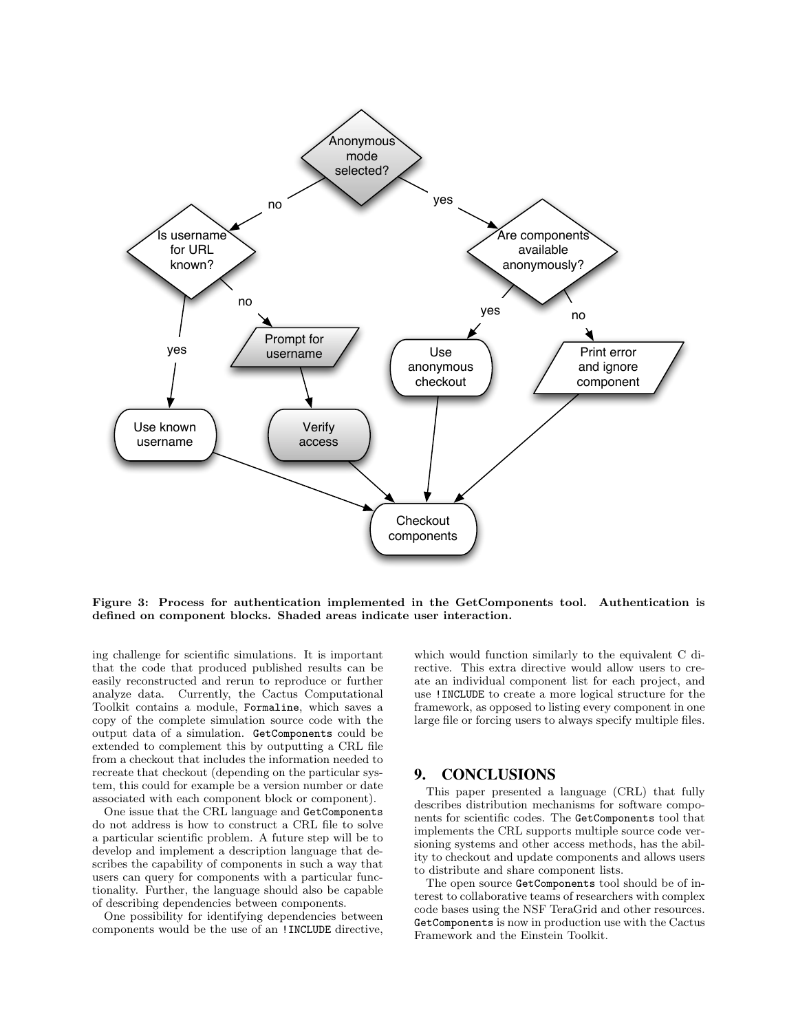Figure 3: Process for authentication implemented in the GetComponents tool. Authentication is defined on component blocks. Shaded areas indicate user interaction.

ing challenge for scientific simulations. It is important that the code that produced published results can be easily reconstructed and rerun to reproduce or further analyze data. Currently, the Cactus Computational Toolkit contains a module, `Formaline`, which saves a copy of the complete simulation source code with the output data of a simulation. `GetComponents` could be extended to complement this by outputting a CRL file from a checkout that includes the information needed to recreate that checkout (depending on the particular system, this could for example be a version number or date associated with each component block or component).

One issue that the CRL language and `GetComponents` do not address is how to construct a CRL file to solve a particular scientific problem. A future step will be to develop and implement a description language that describes the capability of components in such a way that users can query for components with a particular functionality. Further, the language should also be capable of describing dependencies between components.

One possibility for identifying dependencies between components would be the use of an `!INCLUDE` directive, which would function similarly to the equivalent C directive. This extra directive would allow users to create an individual component list for each project, and use `!INCLUDE` to create a more logical structure for the framework, as opposed to listing every component in one large file or forcing users to always specify multiple files.

## 9. CONCLUSIONS

This paper presented a language (CRL) that fully describes distribution mechanisms for software components for scientific codes. The `GetComponents` tool that implements the CRL supports multiple source code versioning systems and other access methods, has the ability to checkout and update components and allows users to distribute and share component lists.

The open source `GetComponents` tool should be of interest to collaborative teams of researchers with complex code bases using the NSF TeraGrid and other resources. `GetComponents` is now in production use with the Cactus Framework and the Einstein Toolkit.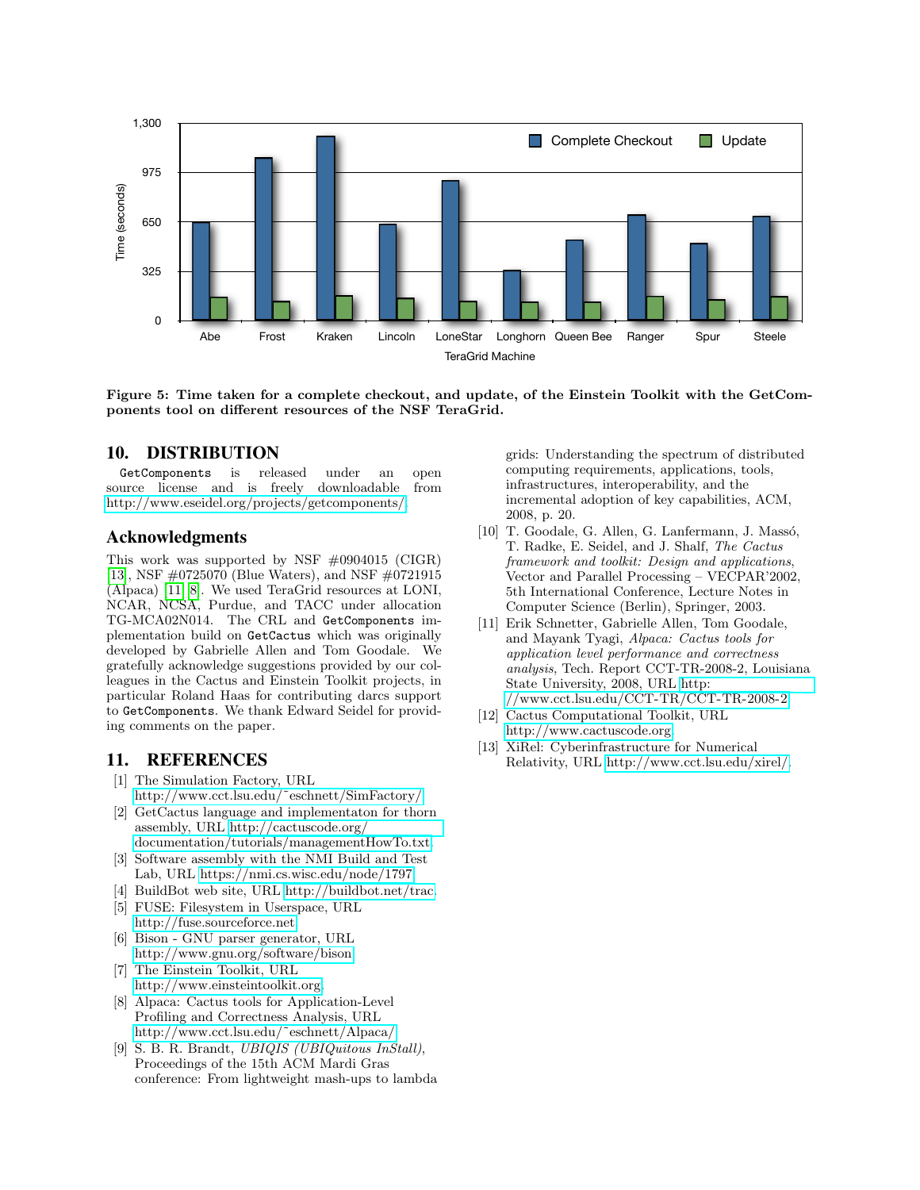1,300
975
650
325
0
Time (seconds)
Complete Checkout
Update
Abe
Frost
Kraken
Lincoln
LoneStar
Longhorn
Queen Bee
Ranger
Spur
Steele
TeraGrid Machine

**Figure 5: Time taken for a complete checkout, and update, of the Einstein Toolkit with the GetComponents tool on different resources of the NSF TeraGrid.**

## 10. DISTRIBUTION

GetComponents is released under an open source license and is freely downloadable from http://www.eseidel.org/projects/getcomponents/

## Acknowledgments

This work was supported by NSF #0904015 (CIGR) [13], NSF #0725070 (Blue Waters), and NSF #0721915 (Alpaca) [11, 8]. We used TeraGrid resources at LONI, NCAR, NCSA, Purdue, and TACC under allocation TG-MCA02N014. The CRL and GetComponents implementation build on GetCactus which was originally developed by Gabrielle Allen and Tom Goodale. We gratefully acknowledge suggestions provided by our colleagues in the Cactus and Einstein Toolkit projects, in particular Roland Haas for contributing darcs support to GetComponents. We thank Edward Seidel for providing comments on the paper.

## 11. REFERENCES

[1] The Simulation Factory, URL http://www.cct.lsu.edu/~eschnett/SimFactory/.

[2] GetCactus language and implementaton for thorn assembly, URL http://cactuscode.org/documentation/tutorials/managementHowTo.txt.

[3] Software assembly with the NMI Build and Test Lab, URL https://nmi.cs.wisc.edu/node/1797.

[4] BuildBot web site, URL http://buildbot.net/trac.

[5] FUSE: Filesystem in Userspace, URL http://fuse.sourceforce.net.

[6] Bison - GNU parser generator, URL http://www.gnu.org/software/bison.

[7] The Einstein Toolkit, URL http://www.einsteintoolkit.org.

[8] Alpaca: Cactus tools for Application-Level Profiling and Correctness Analysis, URL http://www.cct.lsu.edu/~eschnett/Alpaca/.

[9] S. B. R. Brandt, *UBIQIS (UBIQuitous InStall)*, Proceedings of the 15th ACM Mardi Gras conference: From lightweight mash-ups to lambda grids: Understanding the spectrum of distributed computing requirements, applications, tools, infrastructures, interoperability, and the incremental adoption of key capabilities, ACM, 2008, p. 20.

[10] T. Goodale, G. Allen, G. Lanfermann, J. Massó, T. Radke, E. Seidel, and J. Shalf, *The Cactus framework and toolkit: Design and applications*, Vector and Parallel Processing – VECPAR'2002, 5th International Conference, Lecture Notes in Computer Science (Berlin), Springer, 2003.

[11] Erik Schnetter, Gabrielle Allen, Tom Goodale, and Mayank Tyagi, *Alpaca: Cactus tools for application level performance and correctness analysis*, Tech. Report CCT-TR-2008-2, Louisiana State University, 2008, URL http://www.cct.lsu.edu/CCT-TR/CCT-TR-2008-2.

[12] Cactus Computational Toolkit, URL http://www.cactuscode.org.

[13] XiRel: Cyberinfrastructure for Numerical Relativity, URL http://www.cct.lsu.edu/xirel/.